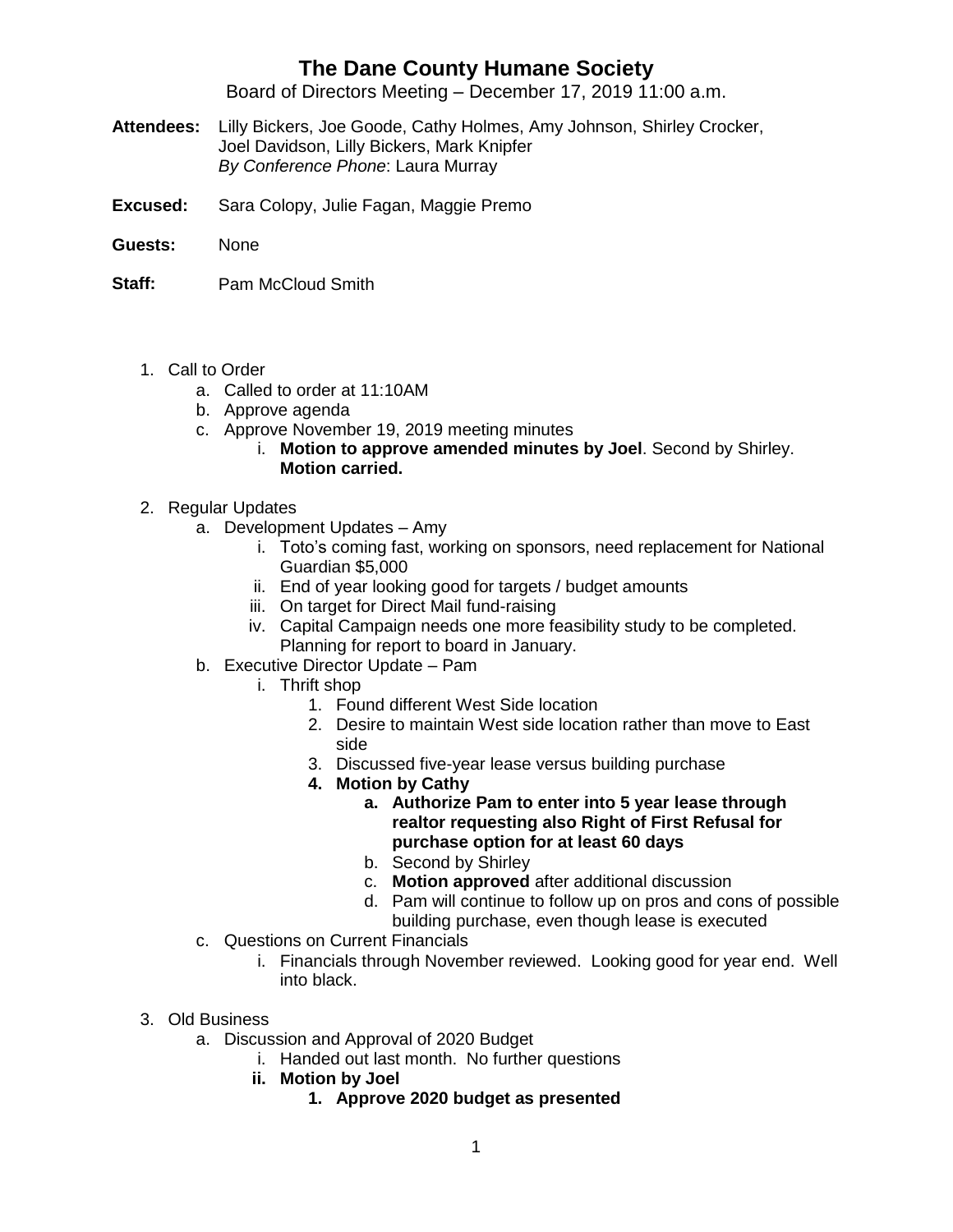# The Dane County Humane Society

Board of Directors Meeting – December 17, 2019 11:00 a.m.

**Attendees:** Lilly Bickers, Joe Goode, Cathy Holmes, Amy Johnson, Shirley Crocker, Joel Davidson, Lilly Bickers, Mark Knipfer
*By Conference Phone*: Laura Murray

**Excused:** Sara Colopy, Julie Fagan, Maggie Premo

**Guests:** None

**Staff:** Pam McCloud Smith

1. Call to Order
   a. Called to order at 11:10AM
   b. Approve agenda
   c. Approve November 19, 2019 meeting minutes
      i. **Motion to approve amended minutes by Joel**. Second by Shirley. **Motion carried.**

2. Regular Updates
   a. Development Updates – Amy
      i. Toto's coming fast, working on sponsors, need replacement for National Guardian $5,000
      ii. End of year looking good for targets / budget amounts
      iii. On target for Direct Mail fund-raising
      iv. Capital Campaign needs one more feasibility study to be completed. Planning for report to board in January.
   b. Executive Director Update – Pam
      i. Thrift shop
         1. Found different West Side location
         2. Desire to maintain West side location rather than move to East side
         3. Discussed five-year lease versus building purchase
         4. **Motion by Cathy**
            a. **Authorize Pam to enter into 5 year lease through realtor requesting also Right of First Refusal for purchase option for at least 60 days**
            b. Second by Shirley
            c. **Motion approved** after additional discussion
            d. Pam will continue to follow up on pros and cons of possible building purchase, even though lease is executed
   c. Questions on Current Financials
      i. Financials through November reviewed. Looking good for year end. Well into black.

3. Old Business
   a. Discussion and Approval of 2020 Budget
      i. Handed out last month. No further questions
      ii. **Motion by Joel**
         1. **Approve 2020 budget as presented**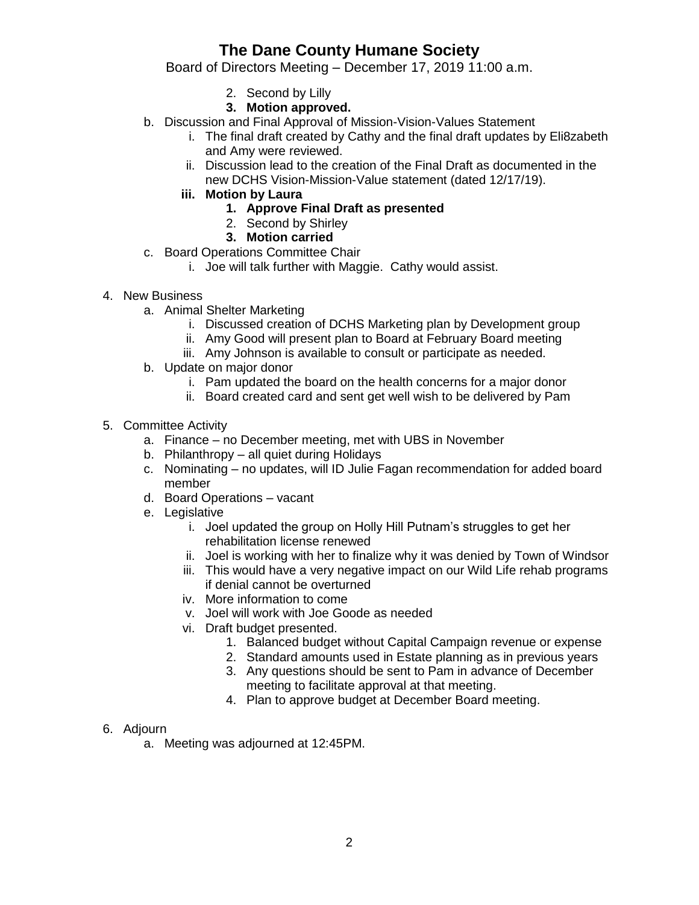# The Dane County Humane Society

Board of Directors Meeting – December 17, 2019 11:00 a.m.

            2. Second by Lilly
            3. **Motion approved.**

   b. Discussion and Final Approval of Mission-Vision-Values Statement
      i. The final draft created by Cathy and the final draft updates by Eli8zabeth and Amy were reviewed.
      ii. Discussion lead to the creation of the Final Draft as documented in the new DCHS Vision-Mission-Value statement (dated 12/17/19).
      iii. **Motion by Laura**
         1. **Approve Final Draft as presented**
         2. Second by Shirley
         3. **Motion carried**
   c. Board Operations Committee Chair
      i. Joe will talk further with Maggie. Cathy would assist.

4. New Business
   a. Animal Shelter Marketing
      i. Discussed creation of DCHS Marketing plan by Development group
      ii. Amy Good will present plan to Board at February Board meeting
      iii. Amy Johnson is available to consult or participate as needed.
   b. Update on major donor
      i. Pam updated the board on the health concerns for a major donor
      ii. Board created card and sent get well wish to be delivered by Pam

5. Committee Activity
   a. Finance – no December meeting, met with UBS in November
   b. Philanthropy – all quiet during Holidays
   c. Nominating – no updates, will ID Julie Fagan recommendation for added board member
   d. Board Operations – vacant
   e. Legislative
      i. Joel updated the group on Holly Hill Putnam's struggles to get her rehabilitation license renewed
      ii. Joel is working with her to finalize why it was denied by Town of Windsor
      iii. This would have a very negative impact on our Wild Life rehab programs if denial cannot be overturned
      iv. More information to come
      v. Joel will work with Joe Goode as needed
      vi. Draft budget presented.
         1. Balanced budget without Capital Campaign revenue or expense
         2. Standard amounts used in Estate planning as in previous years
         3. Any questions should be sent to Pam in advance of December meeting to facilitate approval at that meeting.
         4. Plan to approve budget at December Board meeting.

6. Adjourn
   a. Meeting was adjourned at 12:45PM.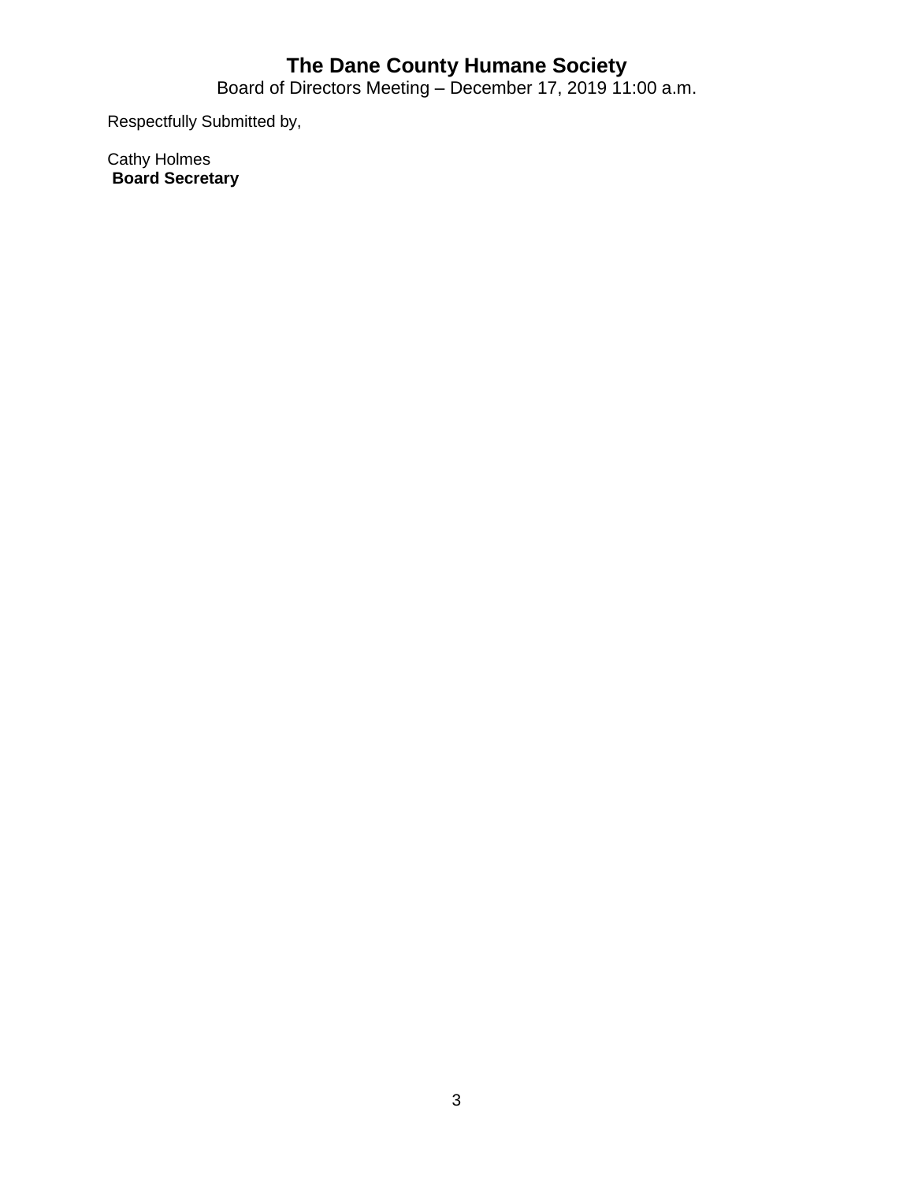Respectfully Submitted by,

Cathy Holmes
**Board Secretary**